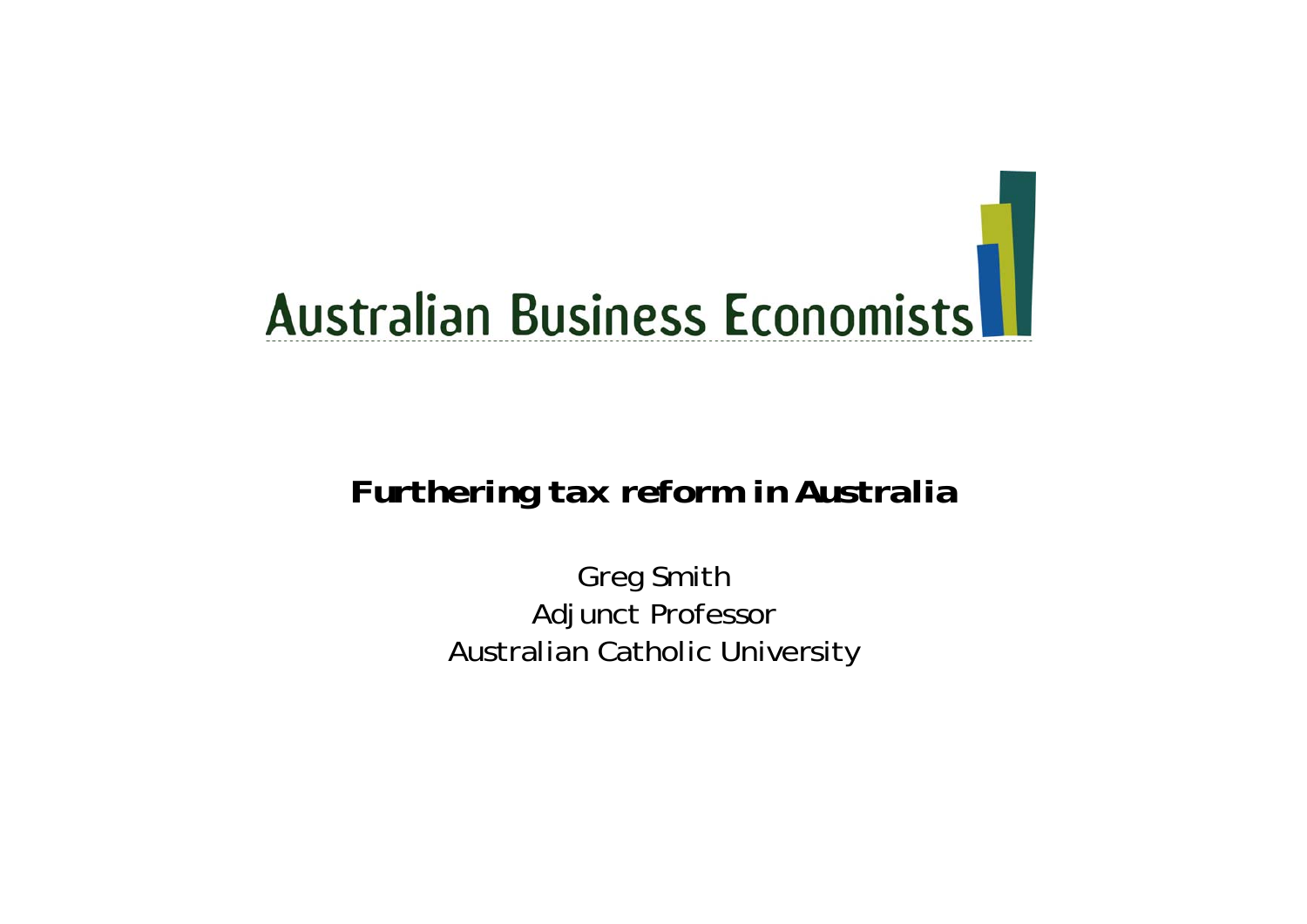Australian Business Economists

# Furthering tax reform in Australia

Greg Smith
Adjunct Professor
Australian Catholic University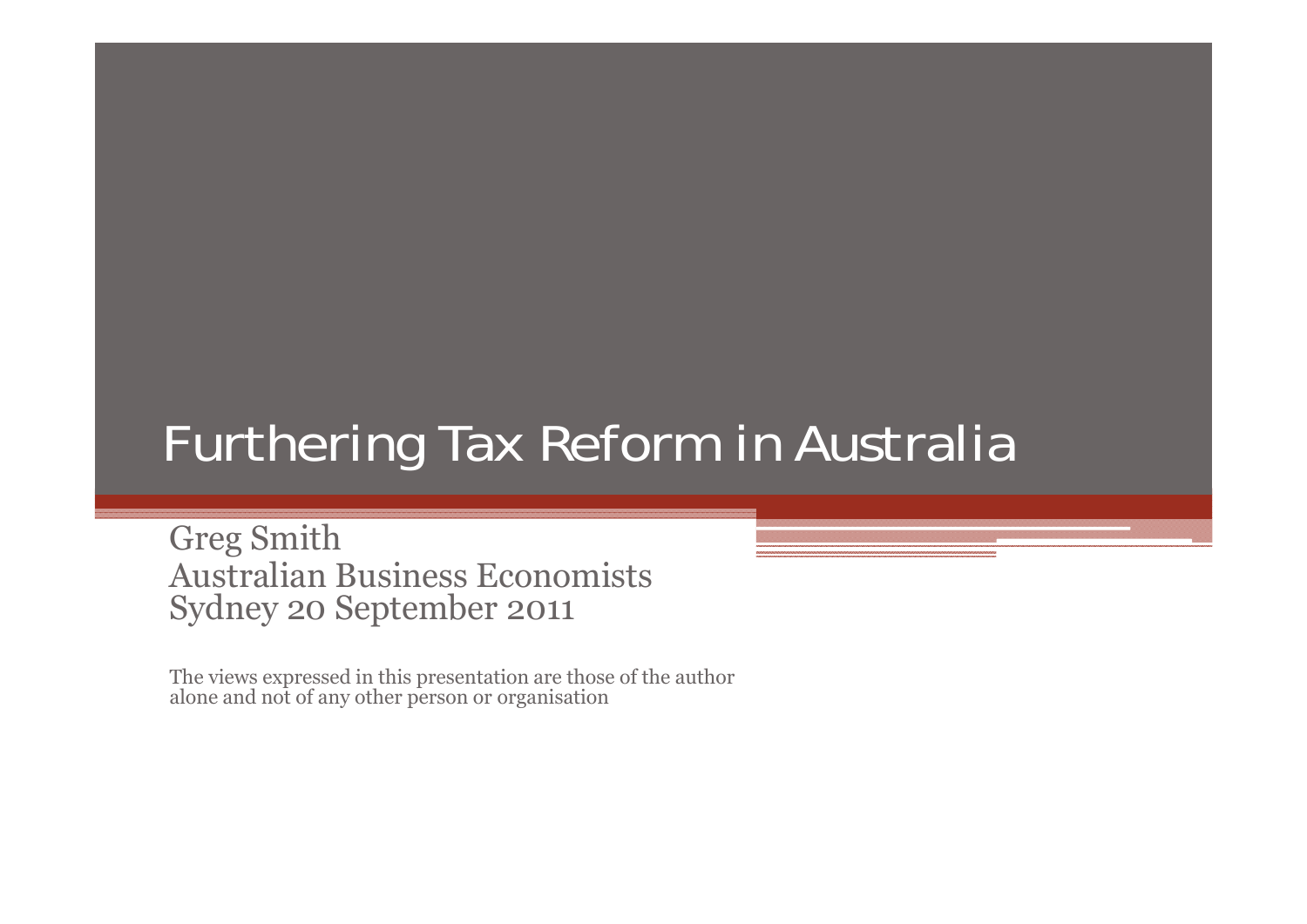# Furthering Tax Reform in Australia

Greg Smith
Australian Business Economists
Sydney 20 September 2011

The views expressed in this presentation are those of the author alone and not of any other person or organisation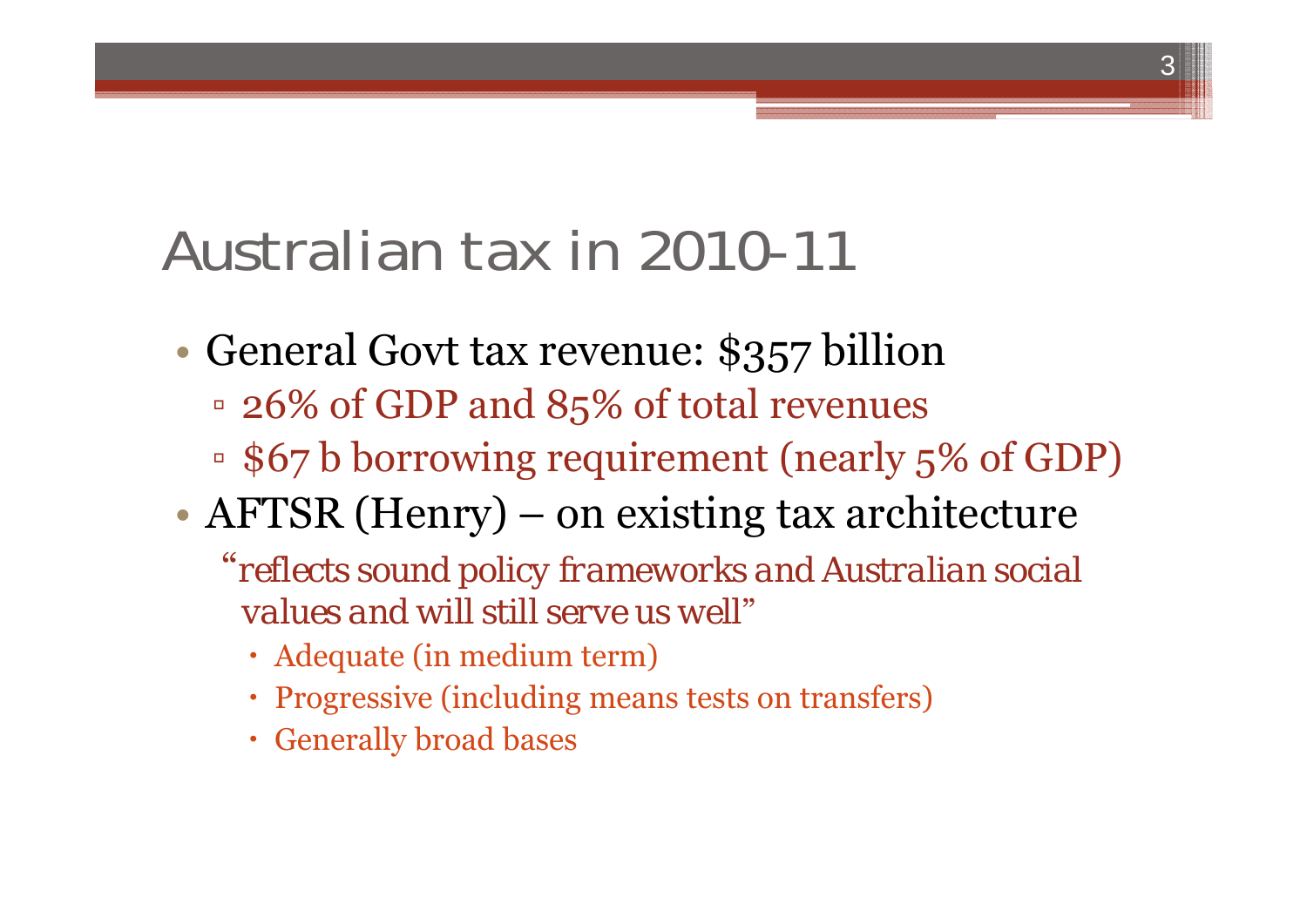# Australian tax in 2010-11

- General Govt tax revenue: $357 billion
  - 26% of GDP and 85% of total revenues
  - $67 b borrowing requirement (nearly 5% of GDP)
- AFTSR (Henry) – on existing tax architecture

  *"reflects sound policy frameworks and Australian social values and will still serve us well"*

  - Adequate (in medium term)
  - Progressive (including means tests on transfers)
  - Generally broad bases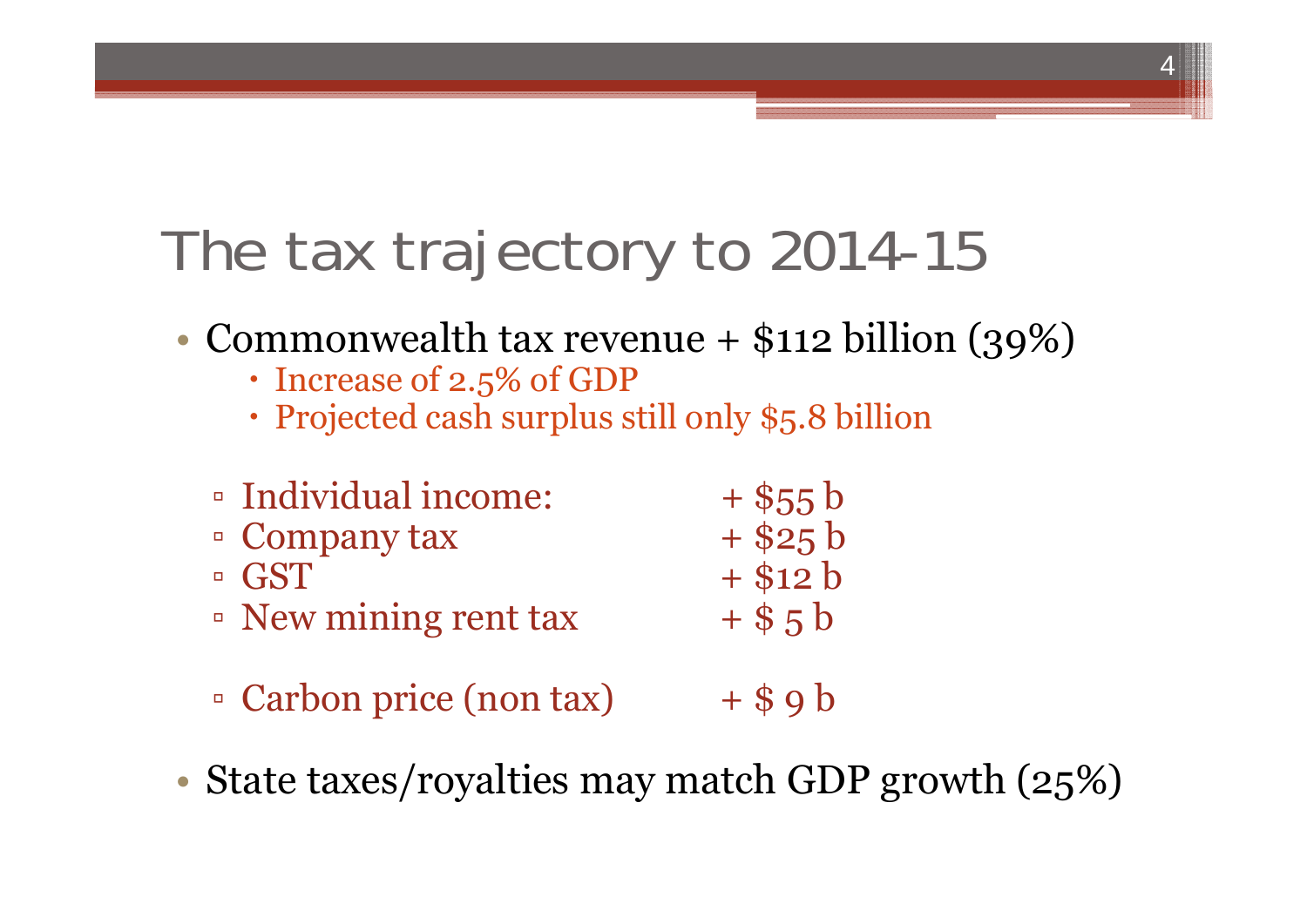# The tax trajectory to 2014-15

- Commonwealth tax revenue + $112 billion (39%)
  - Increase of 2.5% of GDP
  - Projected cash surplus still only $5.8 billion

  - Individual income: + $55 b
  - Company tax + $25 b
  - GST + $12 b
  - New mining rent tax + $ 5 b

  - Carbon price (non tax) + $ 9 b

- State taxes/royalties may match GDP growth (25%)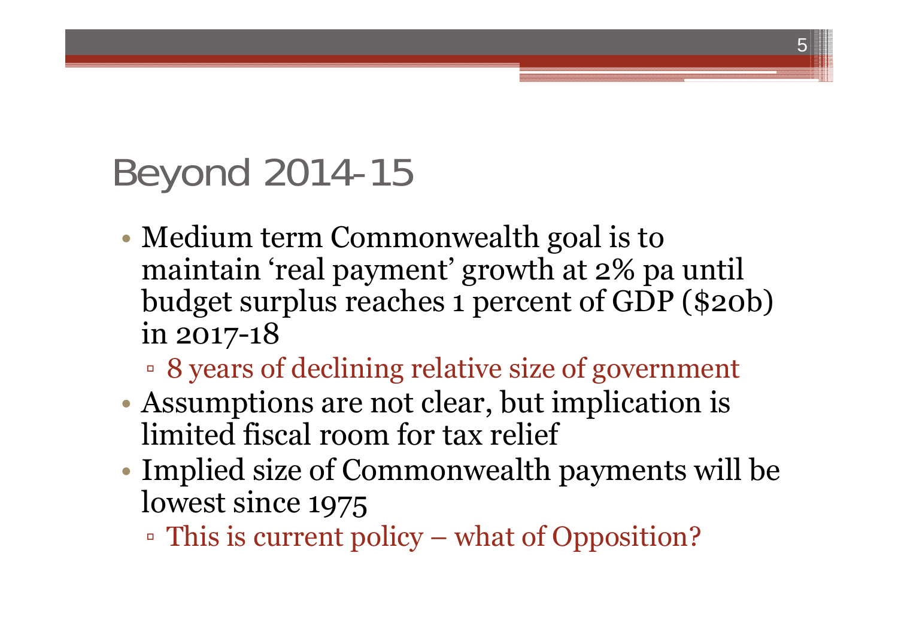# Beyond 2014-15

- Medium term Commonwealth goal is to maintain 'real payment' growth at 2% pa until budget surplus reaches 1 percent of GDP ($20b) in 2017-18
  - 8 years of declining relative size of government
- Assumptions are not clear, but implication is limited fiscal room for tax relief
- Implied size of Commonwealth payments will be lowest since 1975
  - This is current policy – what of Opposition?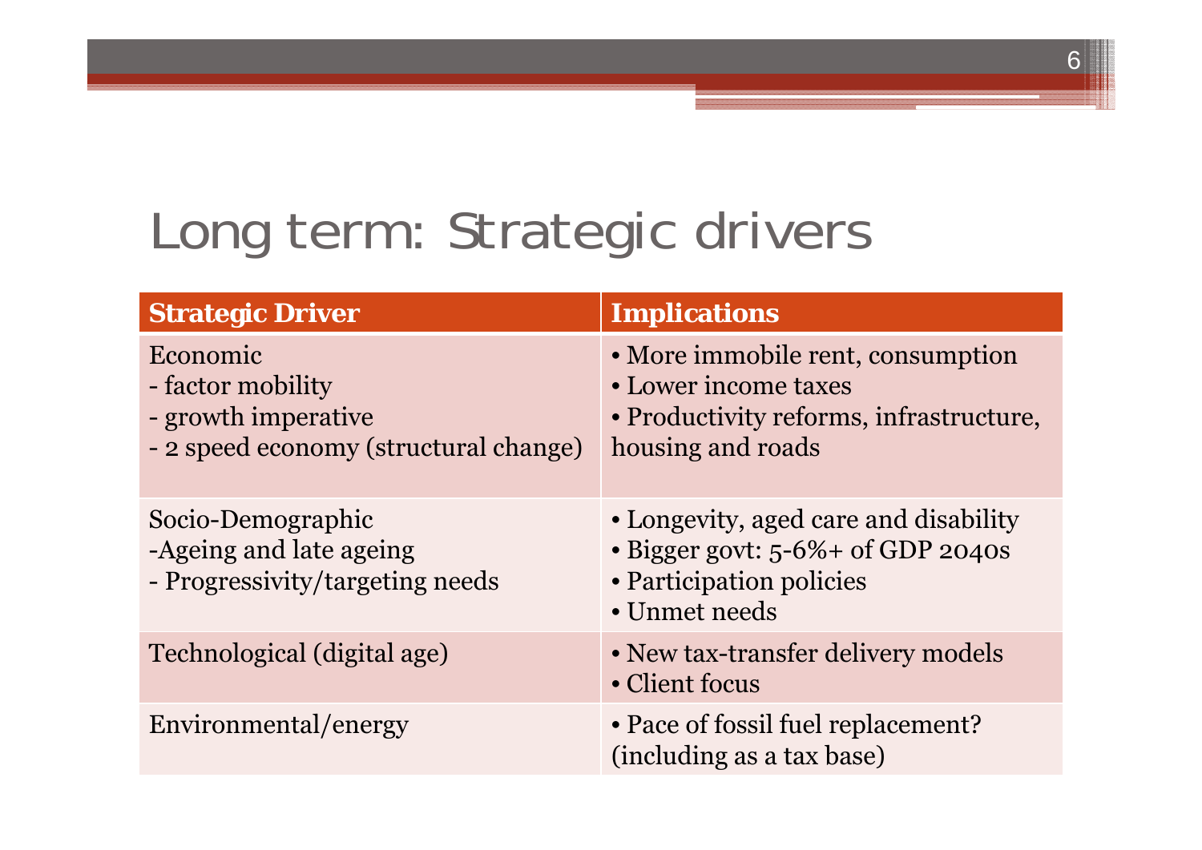# Long term: Strategic drivers

| Strategic Driver | Implications |
|---|---|
| Economic<br>- factor mobility<br>- growth imperative<br>- 2 speed economy (structural change) | • More immobile rent, consumption<br>• Lower income taxes<br>• Productivity reforms, infrastructure, housing and roads |
| Socio-Demographic<br>-Ageing and late ageing<br>- Progressivity/targeting needs | • Longevity, aged care and disability<br>• Bigger govt: 5-6%+ of GDP 2040s<br>• Participation policies<br>• Unmet needs |
| Technological (digital age) | • New tax-transfer delivery models<br>• Client focus |
| Environmental/energy | • Pace of fossil fuel replacement? (including as a tax base) |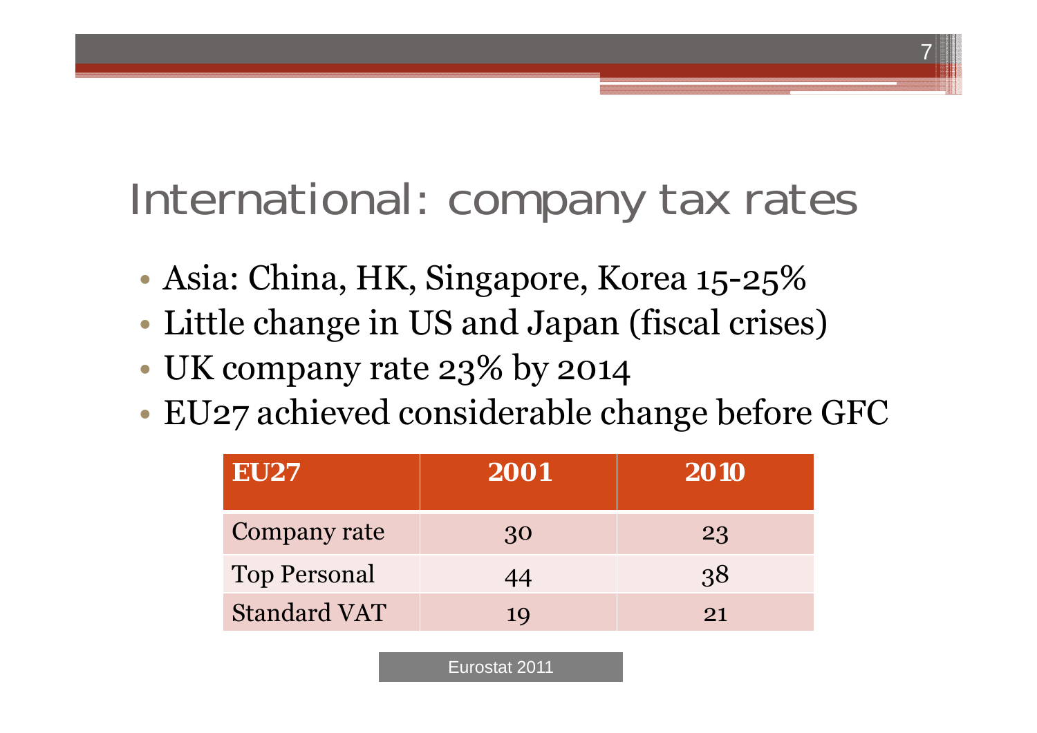# International: company tax rates

- Asia: China, HK, Singapore, Korea 15-25%
- Little change in US and Japan (fiscal crises)
- UK company rate 23% by 2014
- EU27 achieved considerable change before GFC

| EU27 | 2001 | 2010 |
|---|---|---|
| Company rate | 30 | 23 |
| Top Personal | 44 | 38 |
| Standard VAT | 19 | 21 |

Eurostat 2011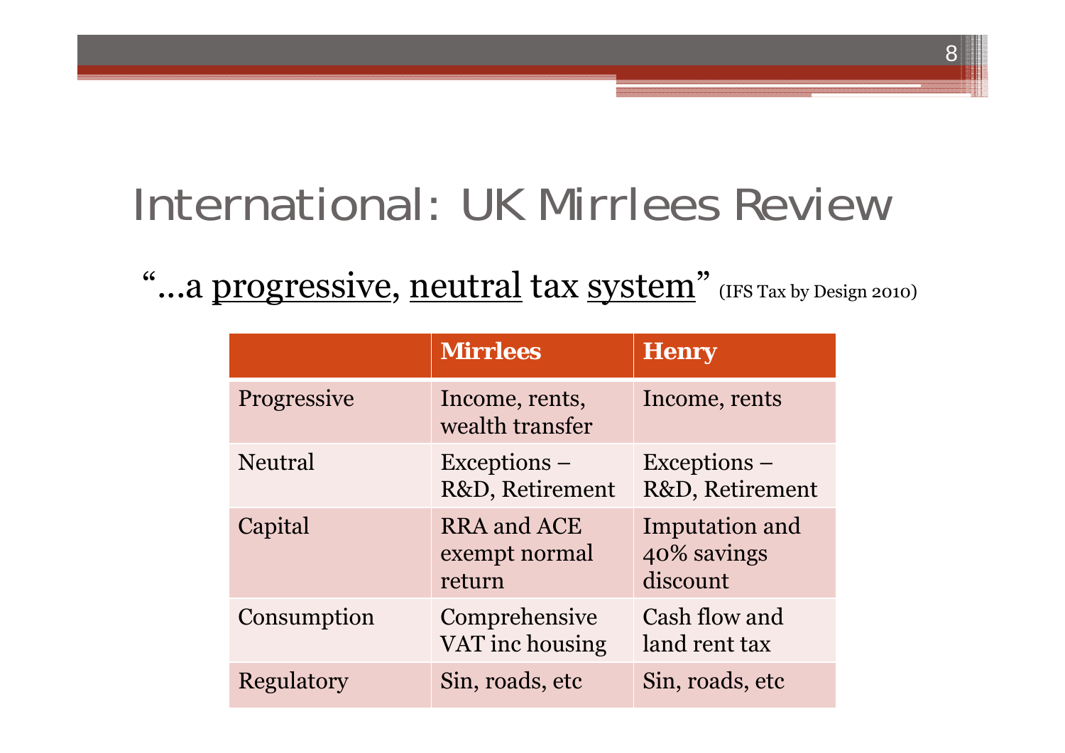# International: UK Mirrlees Review

"…a <u>progressive</u>, <u>neutral</u> tax <u>system</u>" (IFS Tax by Design 2010)

| | Mirrlees | Henry |
|---|---|---|
| Progressive | Income, rents, wealth transfer | Income, rents |
| Neutral | Exceptions – R&D, Retirement | Exceptions – R&D, Retirement |
| Capital | RRA and ACE exempt normal return | Imputation and 40% savings discount |
| Consumption | Comprehensive VAT inc housing | Cash flow and land rent tax |
| Regulatory | Sin, roads, etc | Sin, roads, etc |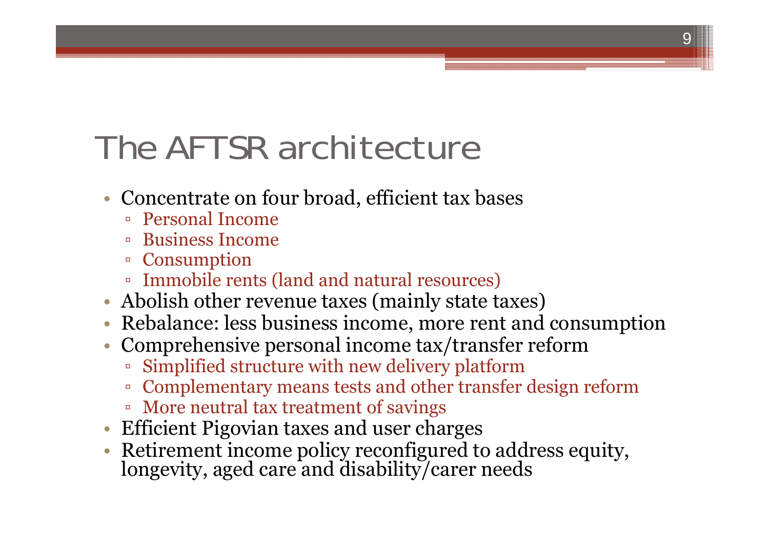# The AFTSR architecture

- Concentrate on four broad, efficient tax bases
  - Personal Income
  - Business Income
  - Consumption
  - Immobile rents (land and natural resources)
- Abolish other revenue taxes (mainly state taxes)
- Rebalance: less business income, more rent and consumption
- Comprehensive personal income tax/transfer reform
  - Simplified structure with new delivery platform
  - Complementary means tests and other transfer design reform
  - More neutral tax treatment of savings
- Efficient Pigovian taxes and user charges
- Retirement income policy reconfigured to address equity, longevity, aged care and disability/carer needs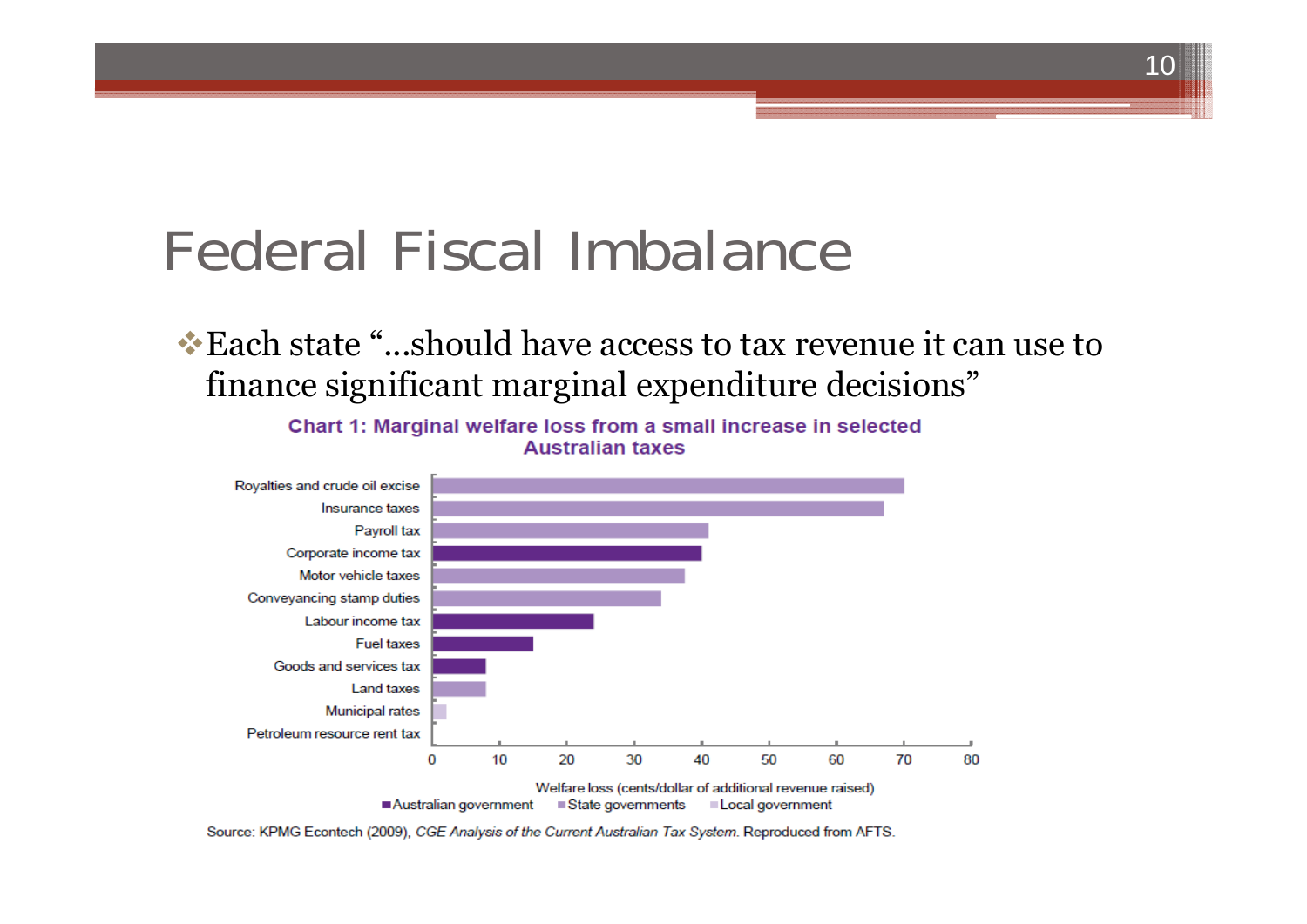# Federal Fiscal Imbalance

- Each state "…should have access to tax revenue it can use to finance significant marginal expenditure decisions"

**Chart 1: Marginal welfare loss from a small increase in selected Australian taxes**

| Tax | Welfare loss (cents/dollar of additional revenue raised) | Level of government |
|---|---|---|
| Royalties and crude oil excise | ~70 | State governments |
| Insurance taxes | ~67 | State governments |
| Payroll tax | ~41 | State governments |
| Corporate income tax | ~40 | Australian government |
| Motor vehicle taxes | ~37.5 | State governments |
| Conveyancing stamp duties | ~34 | State governments |
| Labour income tax | ~24 | Australian government |
| Fuel taxes | ~15 | Australian government |
| Goods and services tax | ~8 | Australian government |
| Land taxes | ~8 | State governments |
| Municipal rates | ~2 | Local government |
| Petroleum resource rent tax | 0 | |

Welfare loss (cents/dollar of additional revenue raised)

■ Australian government ■ State governments ■ Local government

Source: KPMG Econtech (2009), *CGE Analysis of the Current Australian Tax System*. Reproduced from AFTS.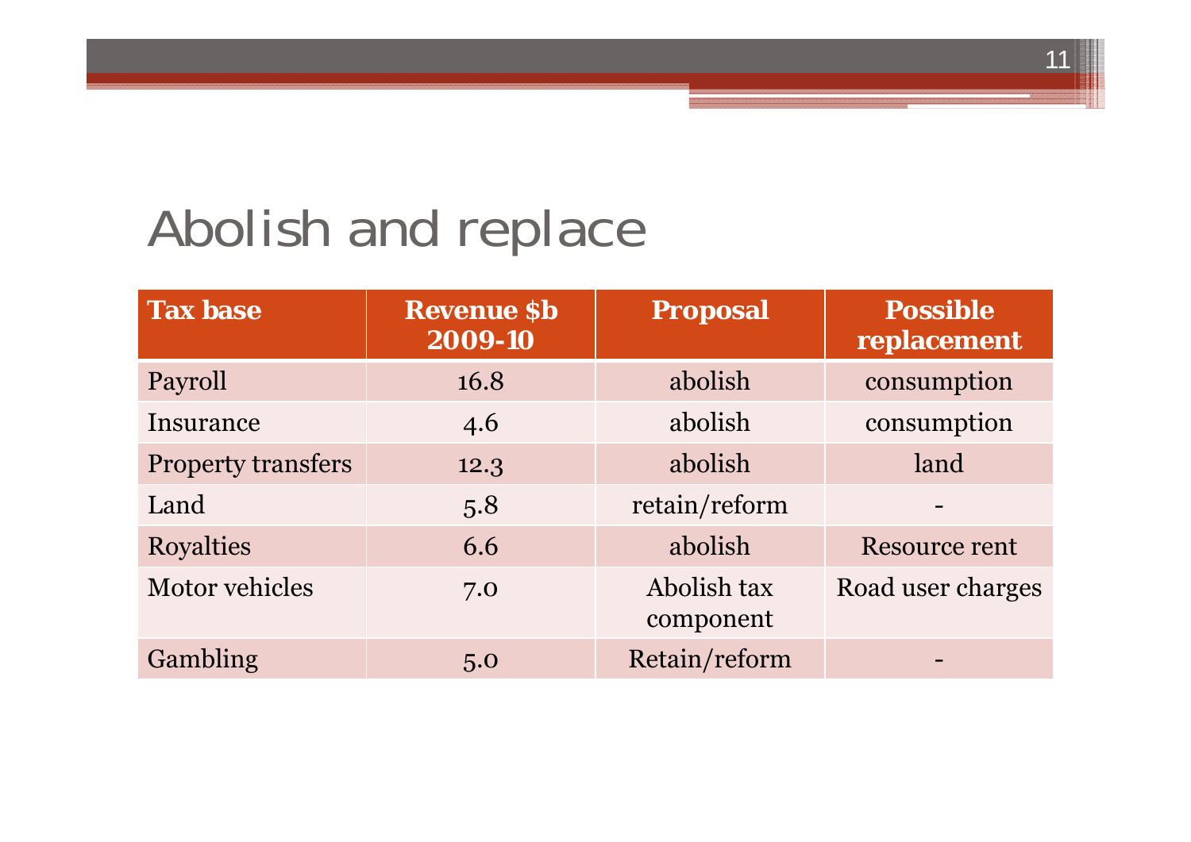# Abolish and replace

| Tax base | Revenue $b 2009-10 | Proposal | Possible replacement |
|---|---|---|---|
| Payroll | 16.8 | abolish | consumption |
| Insurance | 4.6 | abolish | consumption |
| Property transfers | 12.3 | abolish | land |
| Land | 5.8 | retain/reform | - |
| Royalties | 6.6 | abolish | Resource rent |
| Motor vehicles | 7.0 | Abolish tax component | Road user charges |
| Gambling | 5.0 | Retain/reform | - |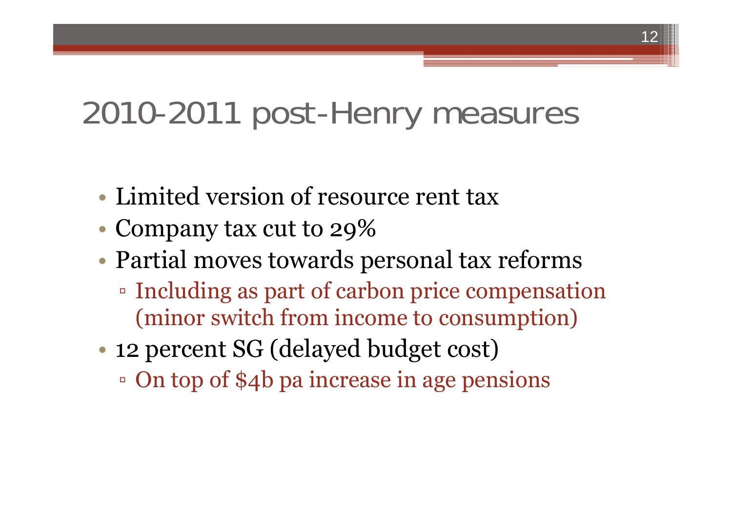# 2010-2011 post-Henry measures

- Limited version of resource rent tax
- Company tax cut to 29%
- Partial moves towards personal tax reforms
  - Including as part of carbon price compensation (minor switch from income to consumption)
- 12 percent SG (delayed budget cost)
  - On top of $4b pa increase in age pensions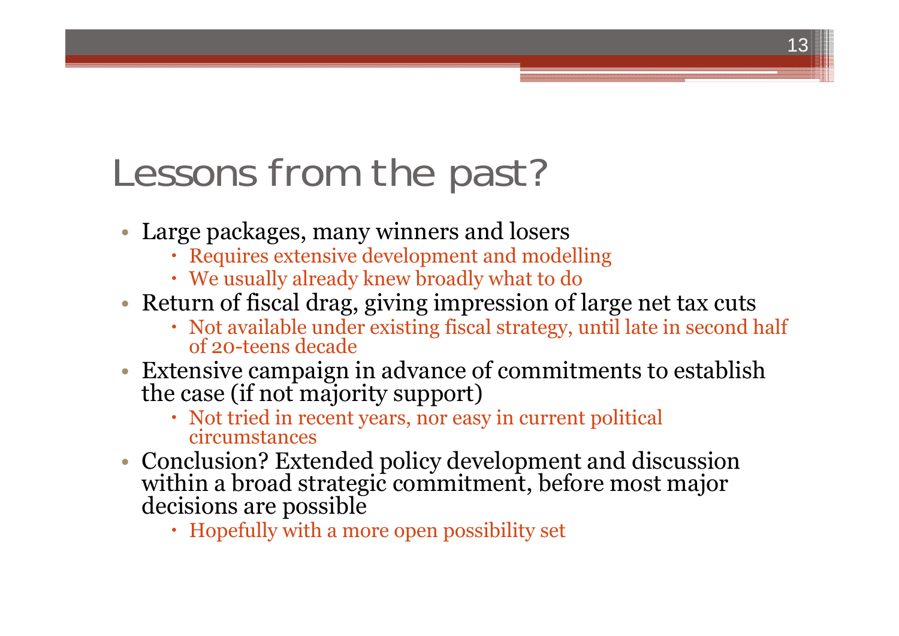# Lessons from the past?

- Large packages, many winners and losers
  - Requires extensive development and modelling
  - We usually already knew broadly what to do
- Return of fiscal drag, giving impression of large net tax cuts
  - Not available under existing fiscal strategy, until late in second half of 20-teens decade
- Extensive campaign in advance of commitments to establish the case (if not majority support)
  - Not tried in recent years, nor easy in current political circumstances
- Conclusion? Extended policy development and discussion within a broad strategic commitment, before most major decisions are possible
  - Hopefully with a more open possibility set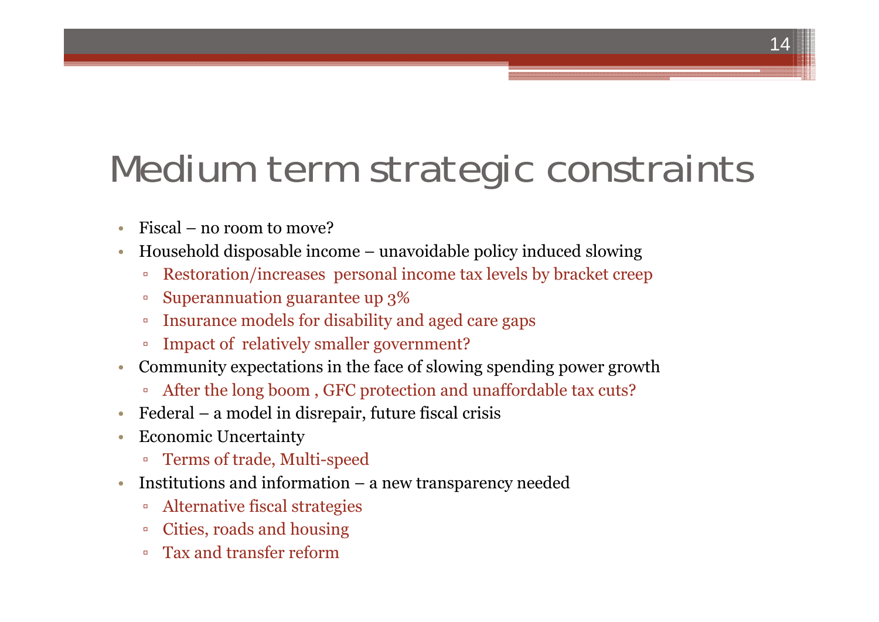# Medium term strategic constraints

- Fiscal – no room to move?
- Household disposable income – unavoidable policy induced slowing
  - Restoration/increases  personal income tax levels by bracket creep
  - Superannuation guarantee up 3%
  - Insurance models for disability and aged care gaps
  - Impact of  relatively smaller government?
- Community expectations in the face of slowing spending power growth
  - After the long boom , GFC protection and unaffordable tax cuts?
- Federal – a model in disrepair, future fiscal crisis
- Economic Uncertainty
  - Terms of trade, Multi-speed
- Institutions and information – a new transparency needed
  - Alternative fiscal strategies
  - Cities, roads and housing
  - Tax and transfer reform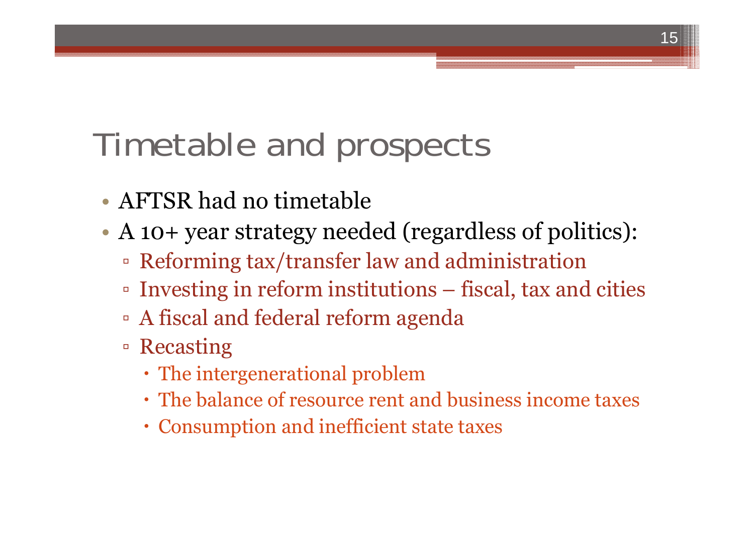# Timetable and prospects

- AFTSR had no timetable
- A 10+ year strategy needed (regardless of politics):
  - Reforming tax/transfer law and administration
  - Investing in reform institutions – fiscal, tax and cities
  - A fiscal and federal reform agenda
  - Recasting
    - The intergenerational problem
    - The balance of resource rent and business income taxes
    - Consumption and inefficient state taxes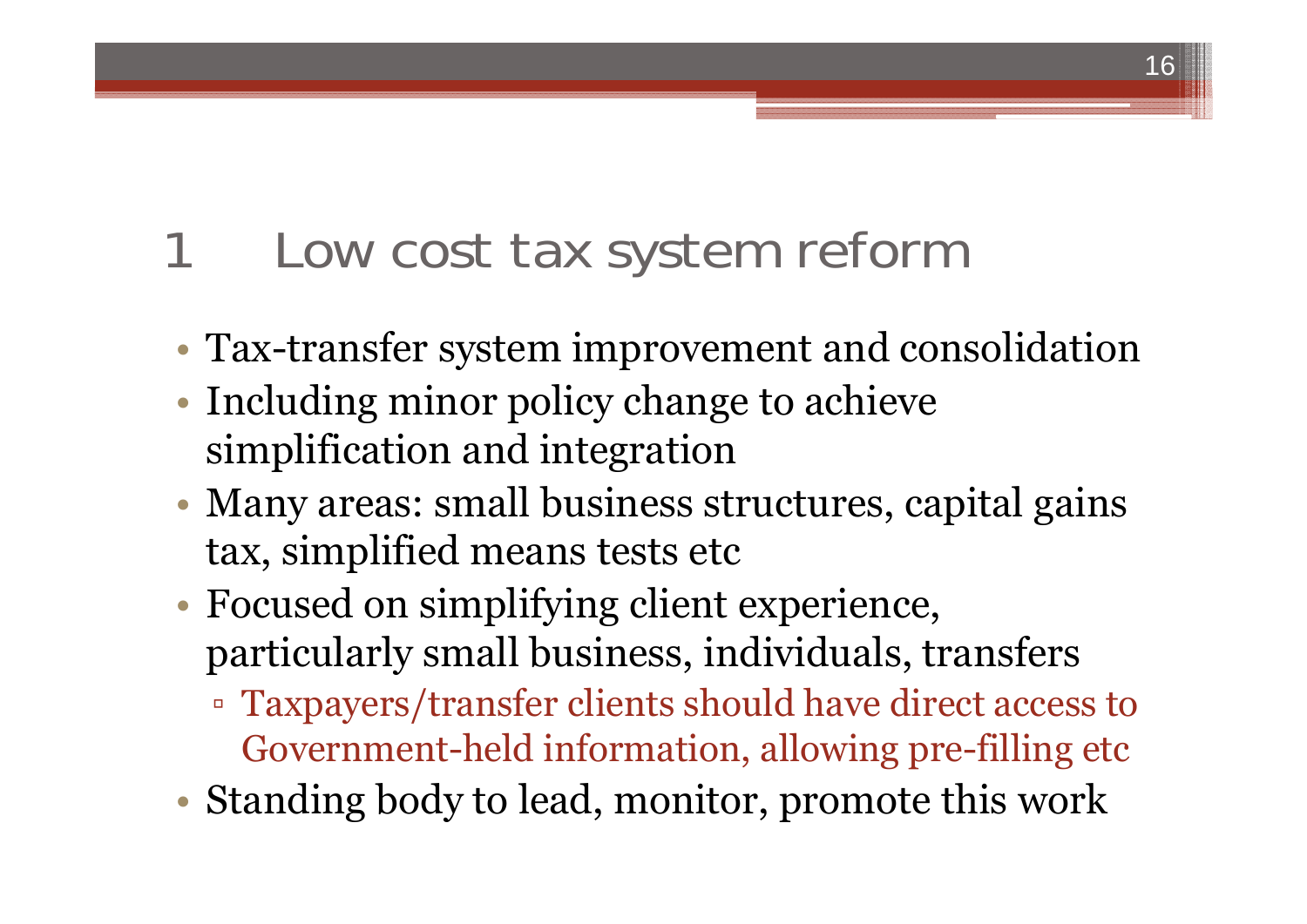# 1 Low cost tax system reform

- Tax-transfer system improvement and consolidation
- Including minor policy change to achieve simplification and integration
- Many areas: small business structures, capital gains tax, simplified means tests etc
- Focused on simplifying client experience, particularly small business, individuals, transfers
  - Taxpayers/transfer clients should have direct access to Government-held information, allowing pre-filling etc
- Standing body to lead, monitor, promote this work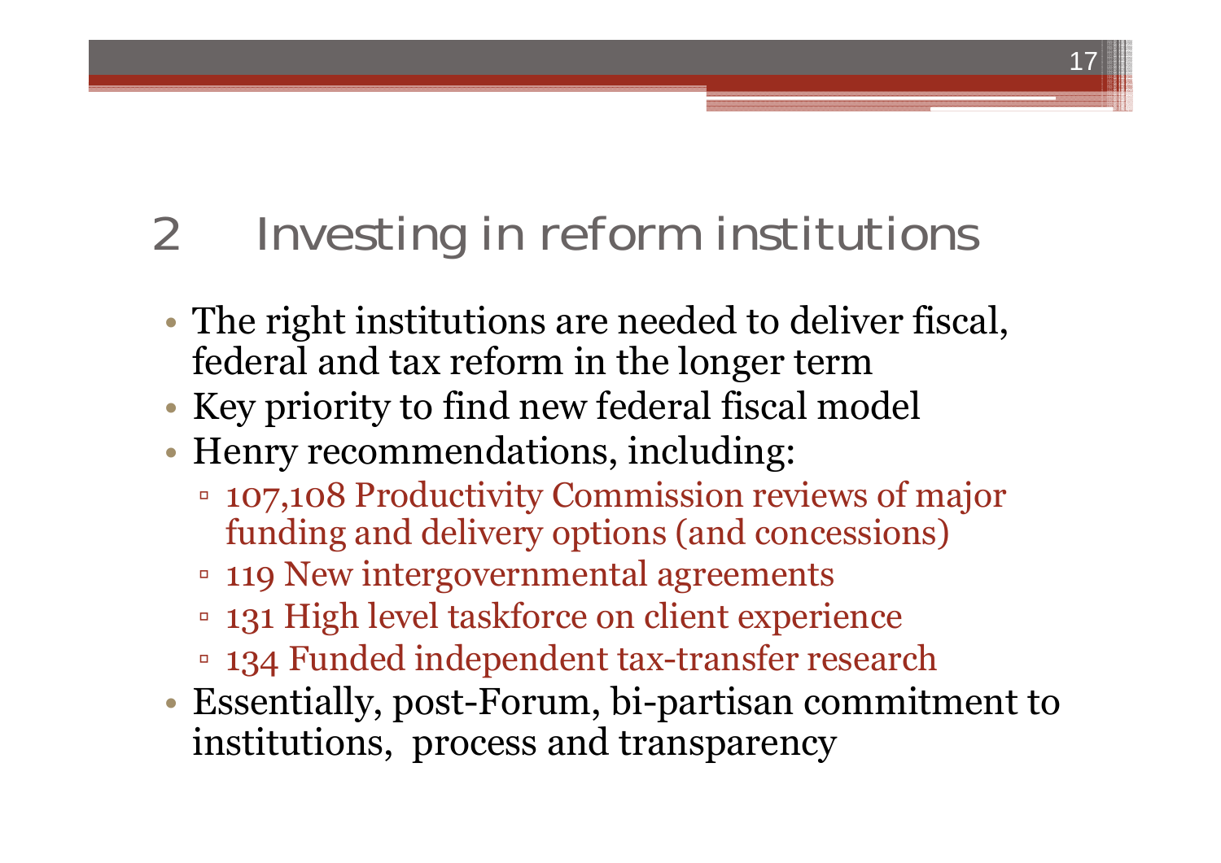# 2 Investing in reform institutions

- The right institutions are needed to deliver fiscal, federal and tax reform in the longer term
- Key priority to find new federal fiscal model
- Henry recommendations, including:
  - 107,108 Productivity Commission reviews of major funding and delivery options (and concessions)
  - 119 New intergovernmental agreements
  - 131 High level taskforce on client experience
  - 134 Funded independent tax-transfer research
- Essentially, post-Forum, bi-partisan commitment to institutions, process and transparency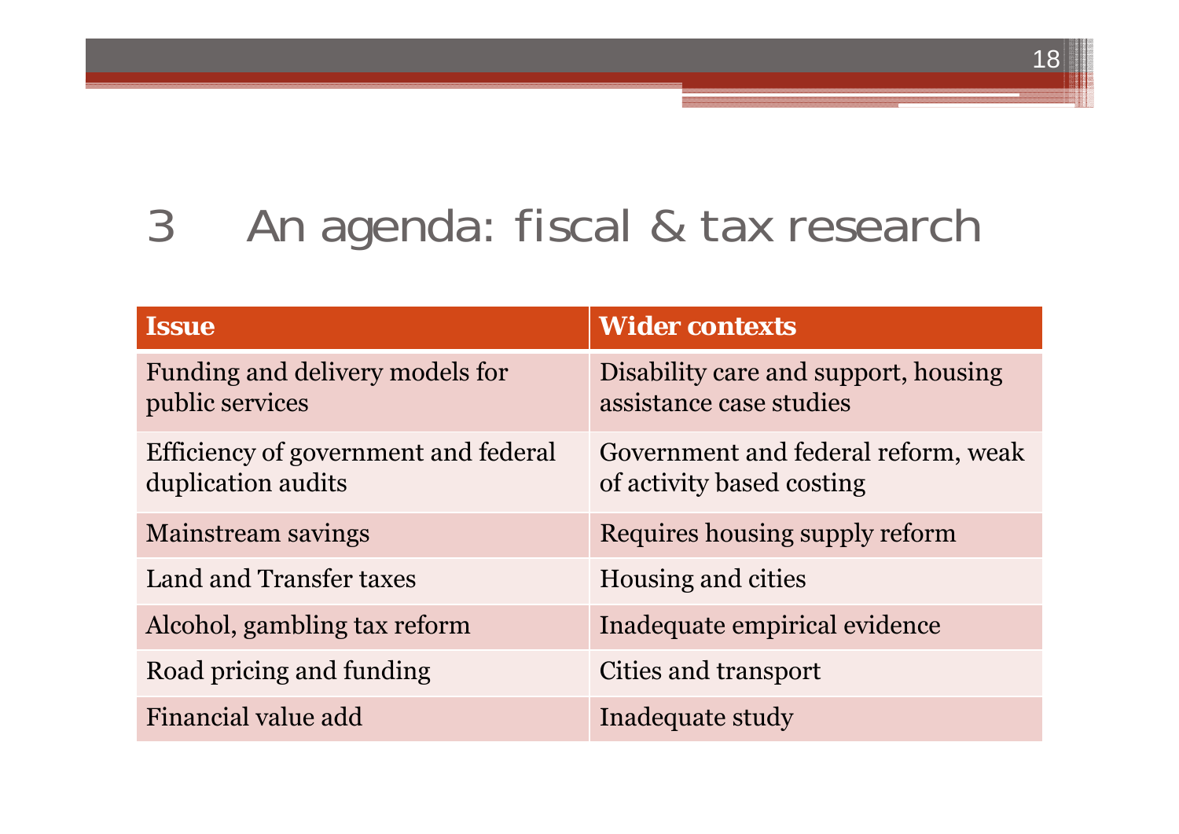# 3 An agenda: fiscal & tax research

| Issue | Wider contexts |
|---|---|
| Funding and delivery models for public services | Disability care and support, housing assistance case studies |
| Efficiency of government and federal duplication audits | Government and federal reform, weak of activity based costing |
| Mainstream savings | Requires housing supply reform |
| Land and Transfer taxes | Housing and cities |
| Alcohol, gambling tax reform | Inadequate empirical evidence |
| Road pricing and funding | Cities and transport |
| Financial value add | Inadequate study |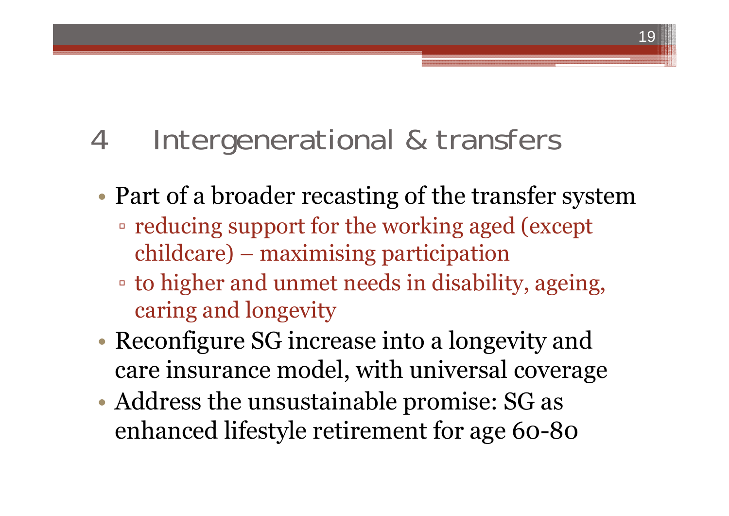## 4 Intergenerational & transfers

- Part of a broader recasting of the transfer system
  - reducing support for the working aged (except childcare) – maximising participation
  - to higher and unmet needs in disability, ageing, caring and longevity
- Reconfigure SG increase into a longevity and care insurance model, with universal coverage
- Address the unsustainable promise: SG as enhanced lifestyle retirement for age 60-80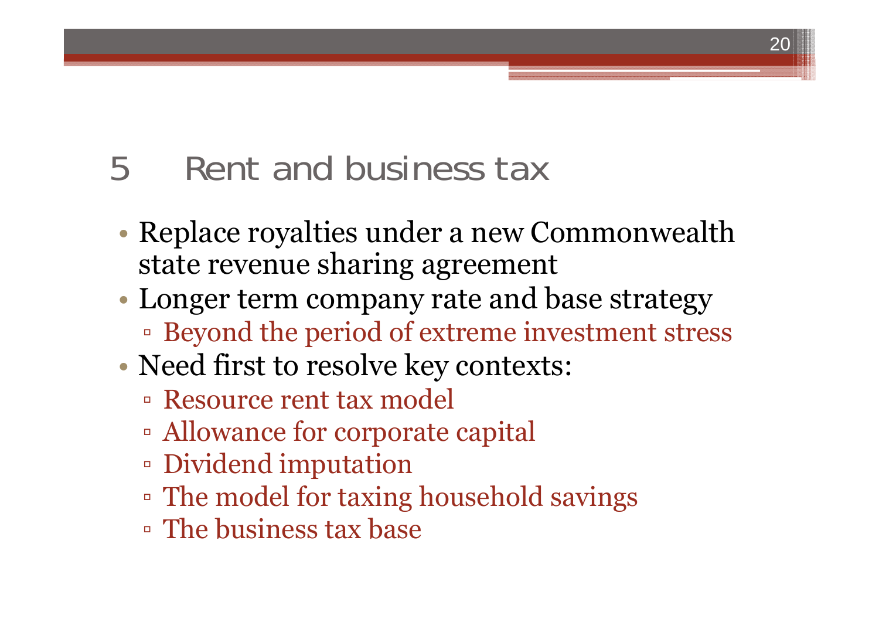# 5 Rent and business tax

- Replace royalties under a new Commonwealth state revenue sharing agreement
- Longer term company rate and base strategy
  - Beyond the period of extreme investment stress
- Need first to resolve key contexts:
  - Resource rent tax model
  - Allowance for corporate capital
  - Dividend imputation
  - The model for taxing household savings
  - The business tax base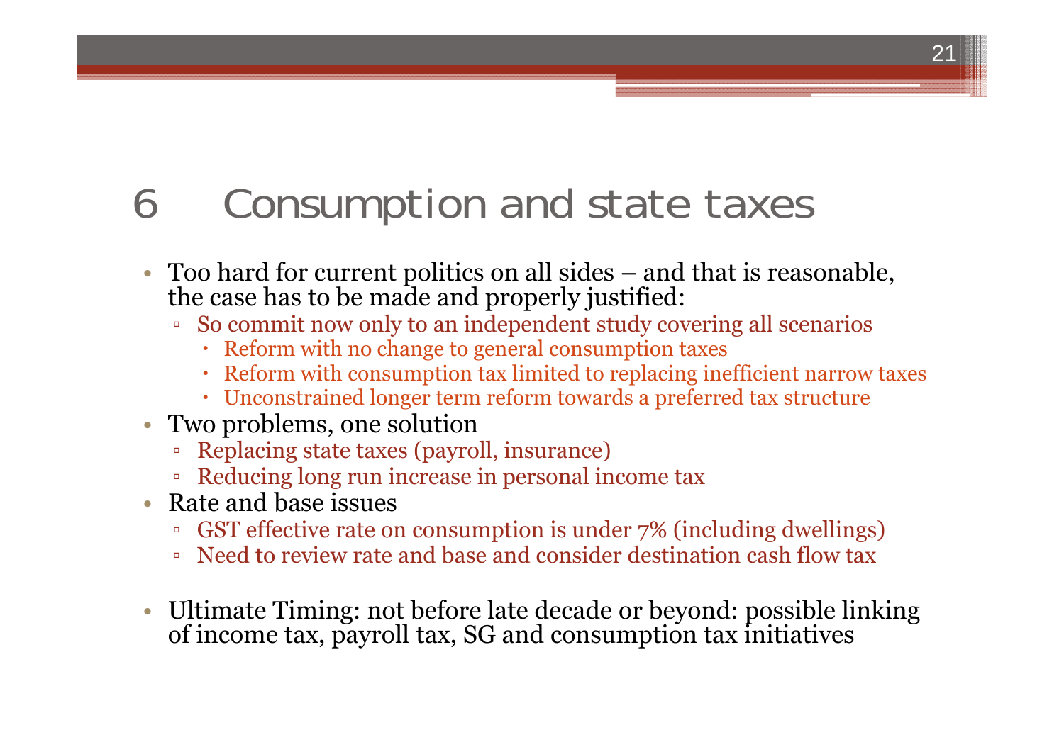# 6 Consumption and state taxes

- Too hard for current politics on all sides – and that is reasonable, the case has to be made and properly justified:
  - So commit now only to an independent study covering all scenarios
    - Reform with no change to general consumption taxes
    - Reform with consumption tax limited to replacing inefficient narrow taxes
    - Unconstrained longer term reform towards a preferred tax structure
- Two problems, one solution
  - Replacing state taxes (payroll, insurance)
  - Reducing long run increase in personal income tax
- Rate and base issues
  - GST effective rate on consumption is under 7% (including dwellings)
  - Need to review rate and base and consider destination cash flow tax
- Ultimate Timing: not before late decade or beyond: possible linking of income tax, payroll tax, SG and consumption tax initiatives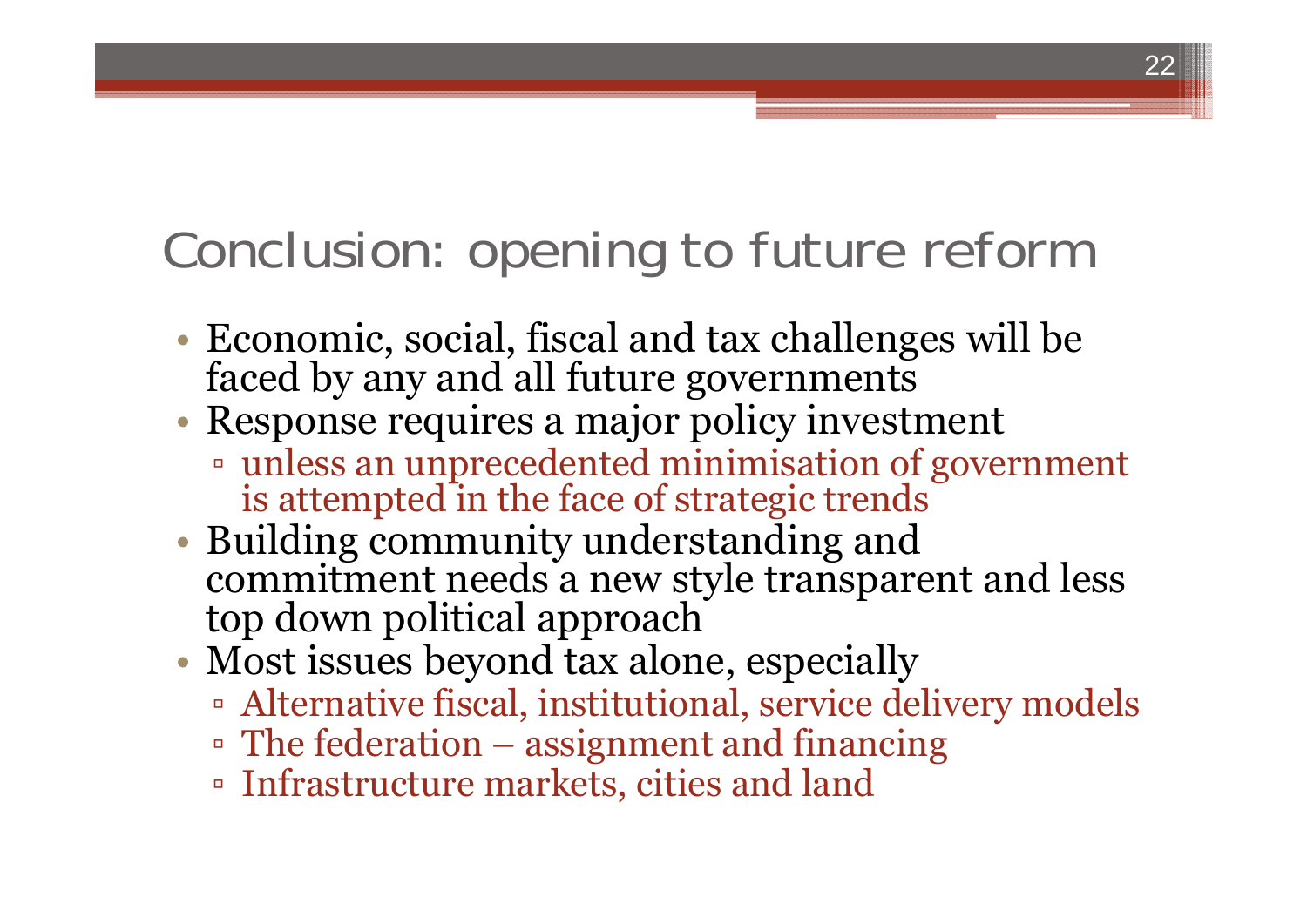# Conclusion: opening to future reform

- Economic, social, fiscal and tax challenges will be faced by any and all future governments
- Response requires a major policy investment
  - unless an unprecedented minimisation of government is attempted in the face of strategic trends
- Building community understanding and commitment needs a new style transparent and less top down political approach
- Most issues beyond tax alone, especially
  - Alternative fiscal, institutional, service delivery models
  - The federation – assignment and financing
  - Infrastructure markets, cities and land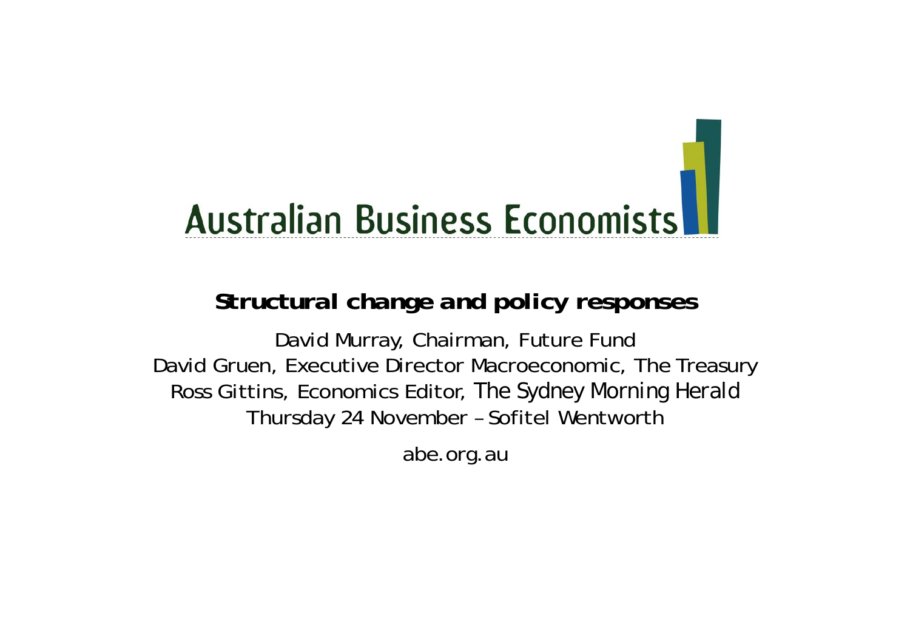# Australian Business Economists

**Structural change and policy responses**

David Murray, Chairman, Future Fund
David Gruen, Executive Director Macroeconomic, The Treasury
Ross Gittins, Economics Editor, The Sydney Morning Herald
Thursday 24 November – Sofitel Wentworth

abe.org.au